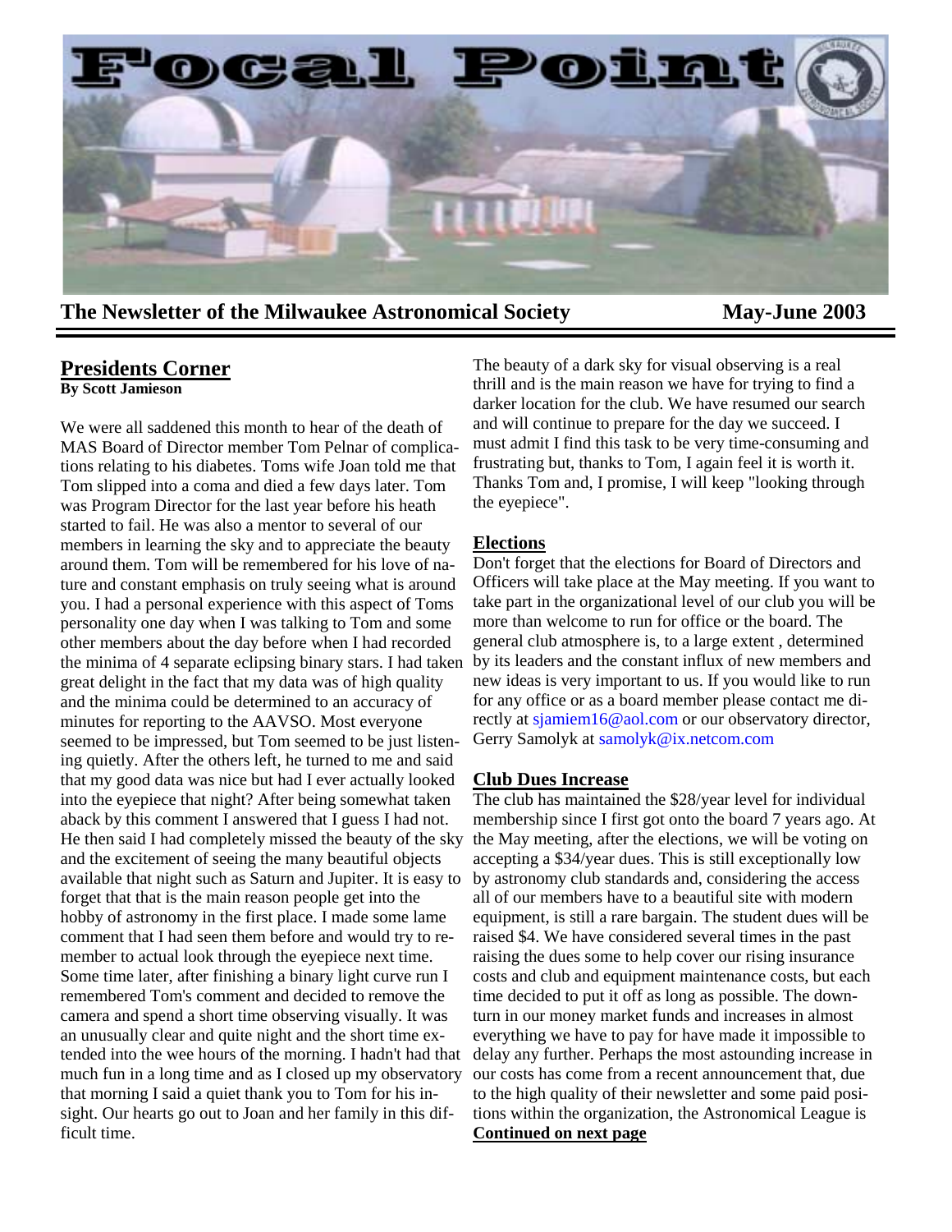# Focal Point

**The Newsletter of the Milwaukee Astronomical Society** **May-June 2003**

## Presidents Corner

**By Scott Jamieson**

We were all saddened this month to hear of the death of MAS Board of Director member Tom Pelnar of complications relating to his diabetes. Toms wife Joan told me that Tom slipped into a coma and died a few days later. Tom was Program Director for the last year before his heath started to fail. He was also a mentor to several of our members in learning the sky and to appreciate the beauty around them. Tom will be remembered for his love of nature and constant emphasis on truly seeing what is around you. I had a personal experience with this aspect of Toms personality one day when I was talking to Tom and some other members about the day before when I had recorded the minima of 4 separate eclipsing binary stars. I had taken great delight in the fact that my data was of high quality and the minima could be determined to an accuracy of minutes for reporting to the AAVSO. Most everyone seemed to be impressed, but Tom seemed to be just listening quietly. After the others left, he turned to me and said that my good data was nice but had I ever actually looked into the eyepiece that night? After being somewhat taken aback by this comment I answered that I guess I had not. He then said I had completely missed the beauty of the sky and the excitement of seeing the many beautiful objects available that night such as Saturn and Jupiter. It is easy to forget that that is the main reason people get into the hobby of astronomy in the first place. I made some lame comment that I had seen them before and would try to remember to actual look through the eyepiece next time. Some time later, after finishing a binary light curve run I remembered Tom's comment and decided to remove the camera and spend a short time observing visually. It was an unusually clear and quite night and the short time extended into the wee hours of the morning. I hadn't had that much fun in a long time and as I closed up my observatory that morning I said a quiet thank you to Tom for his insight. Our hearts go out to Joan and her family in this difficult time.

The beauty of a dark sky for visual observing is a real thrill and is the main reason we have for trying to find a darker location for the club. We have resumed our search and will continue to prepare for the day we succeed. I must admit I find this task to be very time-consuming and frustrating but, thanks to Tom, I again feel it is worth it. Thanks Tom and, I promise, I will keep "looking through the eyepiece".

## Elections

Don't forget that the elections for Board of Directors and Officers will take place at the May meeting. If you want to take part in the organizational level of our club you will be more than welcome to run for office or the board. The general club atmosphere is, to a large extent , determined by its leaders and the constant influx of new members and new ideas is very important to us. If you would like to run for any office or as a board member please contact me directly at sjamiem16@aol.com or our observatory director, Gerry Samolyk at samolyk@ix.netcom.com

## Club Dues Increase

The club has maintained the $28/year level for individual membership since I first got onto the board 7 years ago. At the May meeting, after the elections, we will be voting on accepting a $34/year dues. This is still exceptionally low by astronomy club standards and, considering the access all of our members have to a beautiful site with modern equipment, is still a rare bargain. The student dues will be raised $4. We have considered several times in the past raising the dues some to help cover our rising insurance costs and club and equipment maintenance costs, but each time decided to put it off as long as possible. The downturn in our money market funds and increases in almost everything we have to pay for have made it impossible to delay any further. Perhaps the most astounding increase in our costs has come from a recent announcement that, due to the high quality of their newsletter and some paid positions within the organization, the Astronomical League is

**Continued on next page**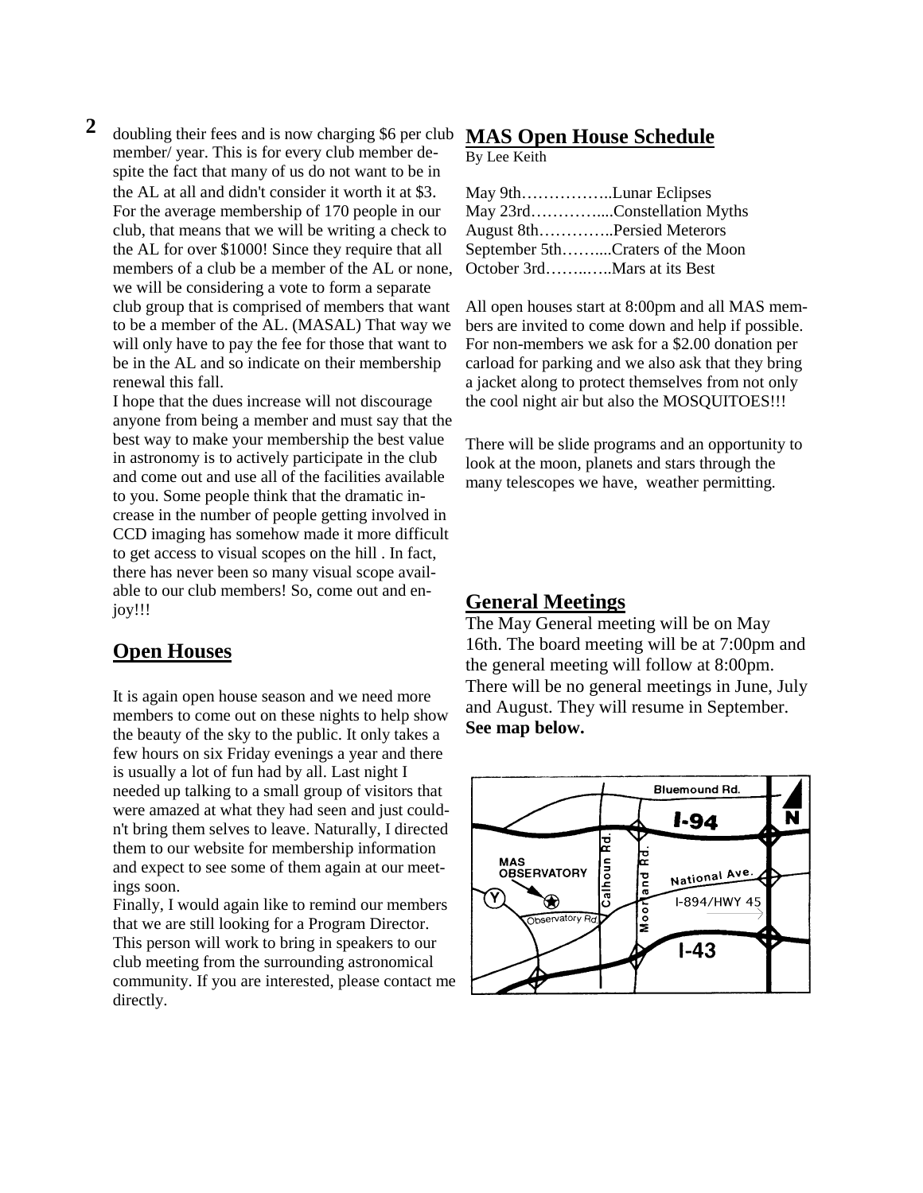doubling their fees and is now charging $6 per club member/ year. This is for every club member despite the fact that many of us do not want to be in the AL at all and didn't consider it worth it at $3. For the average membership of 170 people in our club, that means that we will be writing a check to the AL for over $1000! Since they require that all members of a club be a member of the AL or none, we will be considering a vote to form a separate club group that is comprised of members that want to be a member of the AL. (MASAL) That way we will only have to pay the fee for those that want to be in the AL and so indicate on their membership renewal this fall.

I hope that the dues increase will not discourage anyone from being a member and must say that the best way to make your membership the best value in astronomy is to actively participate in the club and come out and use all of the facilities available to you. Some people think that the dramatic increase in the number of people getting involved in CCD imaging has somehow made it more difficult to get access to visual scopes on the hill . In fact, there has never been so many visual scope available to our club members! So, come out and enjoy!!!

## Open Houses

It is again open house season and we need more members to come out on these nights to help show the beauty of the sky to the public. It only takes a few hours on six Friday evenings a year and there is usually a lot of fun had by all. Last night I needed up talking to a small group of visitors that were amazed at what they had seen and just couldn't bring them selves to leave. Naturally, I directed them to our website for membership information and expect to see some of them again at our meetings soon.

Finally, I would again like to remind our members that we are still looking for a Program Director. This person will work to bring in speakers to our club meeting from the surrounding astronomical community. If you are interested, please contact me directly.

## MAS Open House Schedule

By Lee Keith

May 9th……………..Lunar Eclipses
May 23rd…………....Constellation Myths
August 8th…………..Persied Meterors
September 5th……....Craters of the Moon
October 3rd……..…..Mars at its Best

All open houses start at 8:00pm and all MAS members are invited to come down and help if possible. For non-members we ask for a $2.00 donation per carload for parking and we also ask that they bring a jacket along to protect themselves from not only the cool night air but also the MOSQUITOES!!!

There will be slide programs and an opportunity to look at the moon, planets and stars through the many telescopes we have, weather permitting.

## General Meetings

The May General meeting will be on May 16th. The board meeting will be at 7:00pm and the general meeting will follow at 8:00pm. There will be no general meetings in June, July and August. They will resume in September. **See map below.**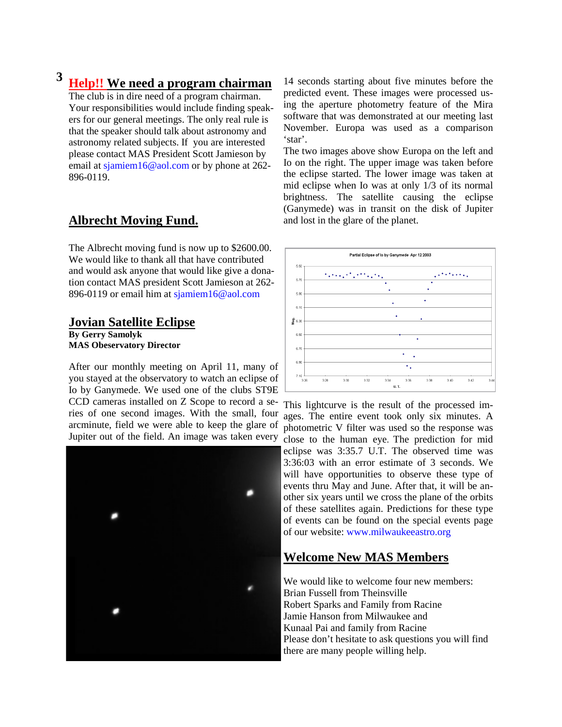## Help!! We need a program chairman

The club is in dire need of a program chairman. Your responsibilities would include finding speakers for our general meetings. The only real rule is that the speaker should talk about astronomy and astronomy related subjects. If you are interested please contact MAS President Scott Jamieson by email at sjamiem16@aol.com or by phone at 262-896-0119.

## Albrecht Moving Fund.

The Albrecht moving fund is now up to $2600.00. We would like to thank all that have contributed and would ask anyone that would like give a donation contact MAS president Scott Jamieson at 262-896-0119 or email him at sjamiem16@aol.com

## Jovian Satellite Eclipse

**By Gerry Samolyk**
**MAS Obeservatory Director**

After our monthly meeting on April 11, many of you stayed at the observatory to watch an eclipse of Io by Ganymede. We used one of the clubs ST9E CCD cameras installed on Z Scope to record a series of one second images. With the small, four arcminute, field we were able to keep the glare of Jupiter out of the field. An image was taken every 14 seconds starting about five minutes before the predicted event. These images were processed using the aperture photometry feature of the Mira software that was demonstrated at our meeting last November. Europa was used as a comparison 'star'.

The two images above show Europa on the left and Io on the right. The upper image was taken before the eclipse started. The lower image was taken at mid eclipse when Io was at only 1/3 of its normal brightness. The satellite causing the eclipse (Ganymede) was in transit on the disk of Jupiter and lost in the glare of the planet.

This lightcurve is the result of the processed images. The entire event took only six minutes. A photometric V filter was used so the response was close to the human eye. The prediction for mid eclipse was 3:35.7 U.T. The observed time was 3:36:03 with an error estimate of 3 seconds. We will have opportunities to observe these type of events thru May and June. After that, it will be another six years until we cross the plane of the orbits of these satellites again. Predictions for these type of events can be found on the special events page of our website: www.milwaukeeastro.org

## Welcome New MAS Members

We would like to welcome four new members:
Brian Fussell from Theinsville
Robert Sparks and Family from Racine
Jamie Hanson from Milwaukee and
Kunaal Pai and family from Racine
Please don't hesitate to ask questions you will find there are many people willing help.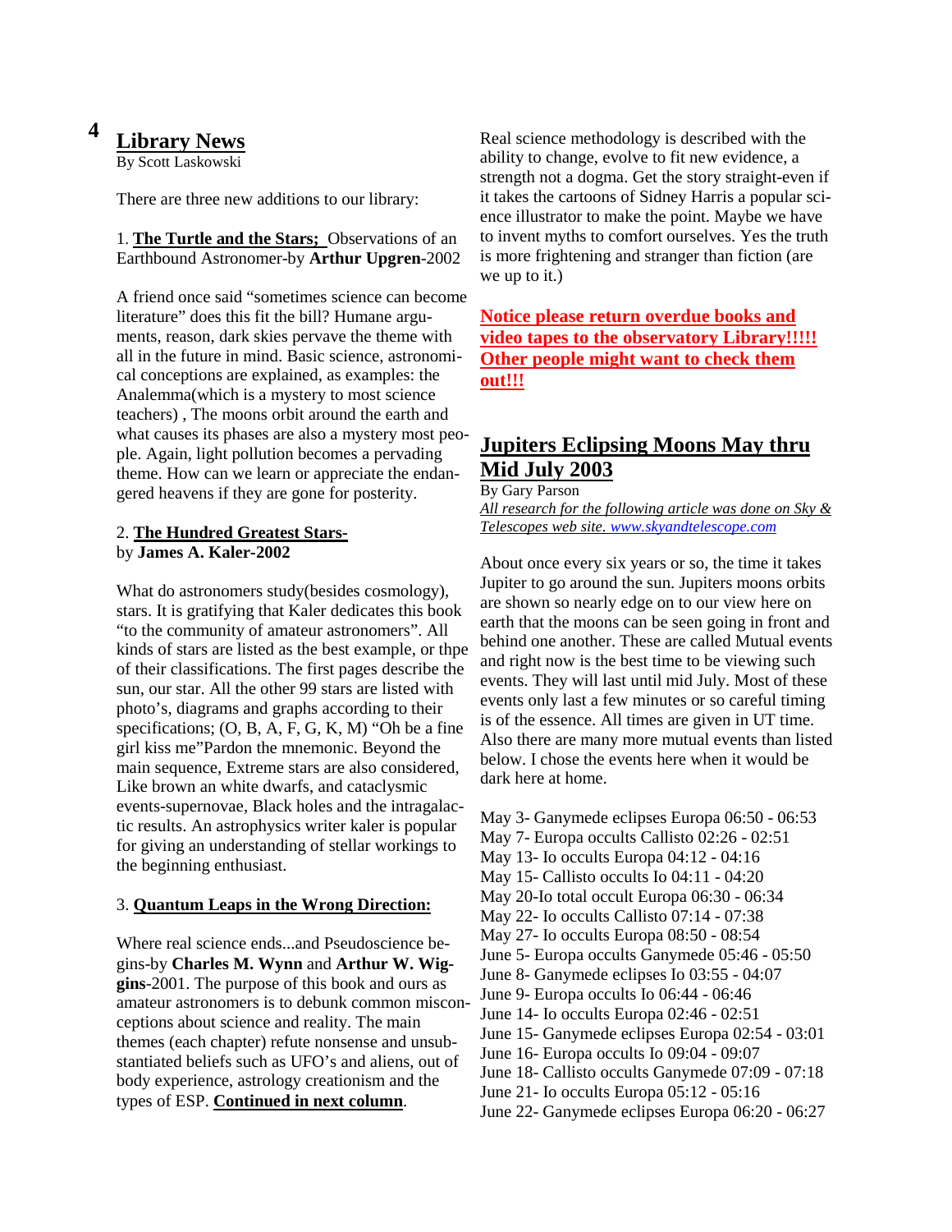## Library News

By Scott Laskowski

There are three new additions to our library:

1. **The Turtle and the Stars;** Observations of an Earthbound Astronomer-by **Arthur Upgren**-2002

A friend once said "sometimes science can become literature" does this fit the bill? Humane arguments, reason, dark skies pervave the theme with all in the future in mind. Basic science, astronomical conceptions are explained, as examples: the Analemma(which is a mystery to most science teachers) , The moons orbit around the earth and what causes its phases are also a mystery most people. Again, light pollution becomes a pervading theme. How can we learn or appreciate the endangered heavens if they are gone for posterity.

2. **The Hundred Greatest Stars-** by **James A. Kaler-2002**

What do astronomers study(besides cosmology), stars. It is gratifying that Kaler dedicates this book "to the community of amateur astronomers". All kinds of stars are listed as the best example, or thpe of their classifications. The first pages describe the sun, our star. All the other 99 stars are listed with photo's, diagrams and graphs according to their specifications; (O, B, A, F, G, K, M) "Oh be a fine girl kiss me"Pardon the mnemonic. Beyond the main sequence, Extreme stars are also considered, Like brown an white dwarfs, and cataclysmic events-supernovae, Black holes and the intragalactic results. An astrophysics writer kaler is popular for giving an understanding of stellar workings to the beginning enthusiast.

3. **Quantum Leaps in the Wrong Direction:**

Where real science ends...and Pseudoscience begins-by **Charles M. Wynn** and **Arthur W. Wiggins**-2001. The purpose of this book and ours as amateur astronomers is to debunk common misconceptions about science and reality. The main themes (each chapter) refute nonsense and unsubstantiated beliefs such as UFO's and aliens, out of body experience, astrology creationism and the types of ESP. **Continued in next column**.

Real science methodology is described with the ability to change, evolve to fit new evidence, a strength not a dogma. Get the story straight-even if it takes the cartoons of Sidney Harris a popular science illustrator to make the point. Maybe we have to invent myths to comfort ourselves. Yes the truth is more frightening and stranger than fiction (are we up to it.)

**Notice please return overdue books and video tapes to the observatory Library!!!!! Other people might want to check them out!!!**

## Jupiters Eclipsing Moons May thru Mid July 2003

By Gary Parson

*All research for the following article was done on Sky & Telescopes web site. www.skyandtelescope.com*

About once every six years or so, the time it takes Jupiter to go around the sun. Jupiters moons orbits are shown so nearly edge on to our view here on earth that the moons can be seen going in front and behind one another. These are called Mutual events and right now is the best time to be viewing such events. They will last until mid July. Most of these events only last a few minutes or so careful timing is of the essence. All times are given in UT time. Also there are many more mutual events than listed below. I chose the events here when it would be dark here at home.

May 3- Ganymede eclipses Europa 06:50 - 06:53
May 7- Europa occults Callisto 02:26 - 02:51
May 13- Io occults Europa 04:12 - 04:16
May 15- Callisto occults Io 04:11 - 04:20
May 20-Io total occult Europa 06:30 - 06:34
May 22- Io occults Callisto 07:14 - 07:38
May 27- Io occults Europa 08:50 - 08:54
June 5- Europa occults Ganymede 05:46 - 05:50
June 8- Ganymede eclipses Io 03:55 - 04:07
June 9- Europa occults Io 06:44 - 06:46
June 14- Io occults Europa 02:46 - 02:51
June 15- Ganymede eclipses Europa 02:54 - 03:01
June 16- Europa occults Io 09:04 - 09:07
June 18- Callisto occults Ganymede 07:09 - 07:18
June 21- Io occults Europa 05:12 - 05:16
June 22- Ganymede eclipses Europa 06:20 - 06:27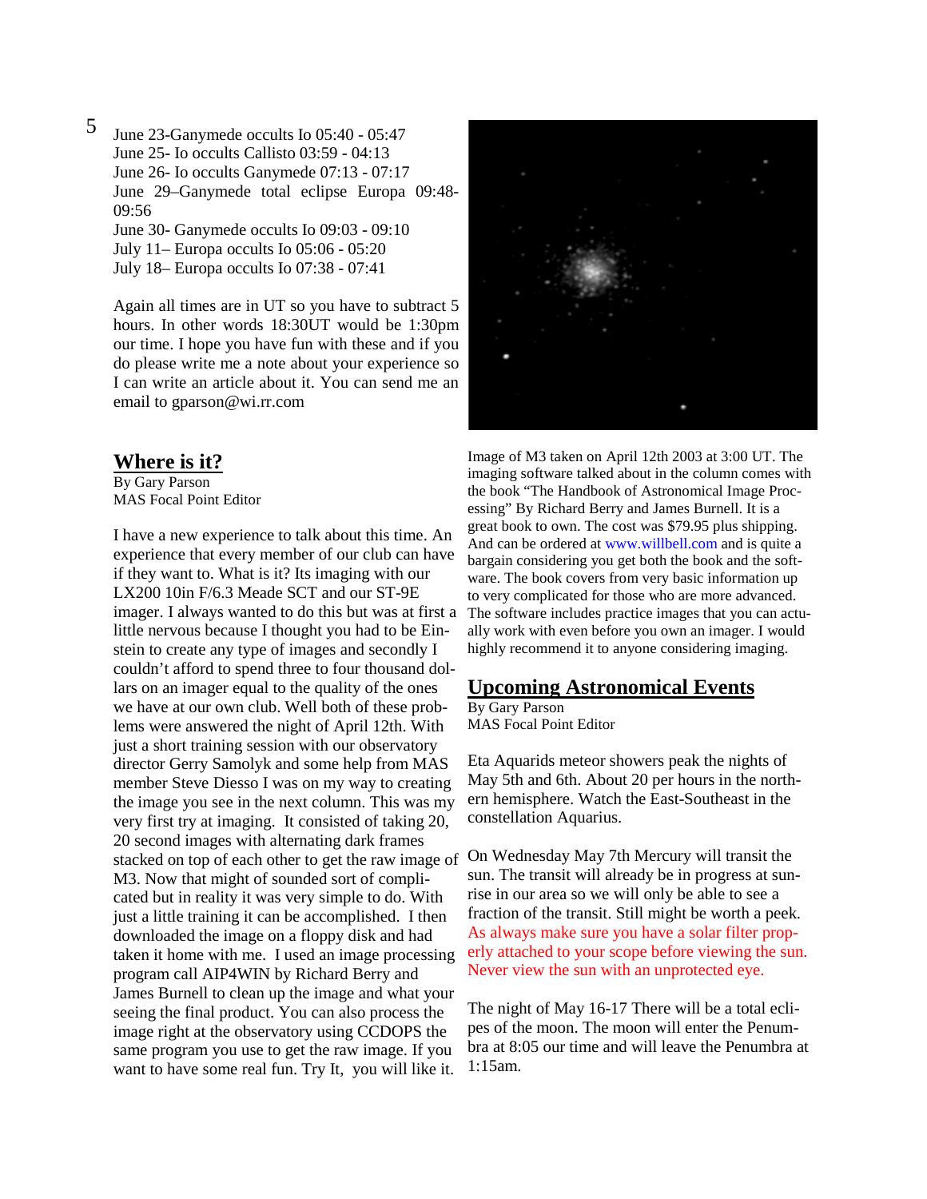June 23-Ganymede occults Io 05:40 - 05:47
June 25- Io occults Callisto 03:59 - 04:13
June 26- Io occults Ganymede 07:13 - 07:17
June 29–Ganymede total eclipse Europa 09:48-09:56
June 30- Ganymede occults Io 09:03 - 09:10
July 11– Europa occults Io 05:06 - 05:20
July 18– Europa occults Io 07:38 - 07:41

Again all times are in UT so you have to subtract 5 hours. In other words 18:30UT would be 1:30pm our time. I hope you have fun with these and if you do please write me a note about your experience so I can write an article about it. You can send me an email to gparson@wi.rr.com

## Where is it?

By Gary Parson
MAS Focal Point Editor

I have a new experience to talk about this time. An experience that every member of our club can have if they want to. What is it? Its imaging with our LX200 10in F/6.3 Meade SCT and our ST-9E imager. I always wanted to do this but was at first a little nervous because I thought you had to be Einstein to create any type of images and secondly I couldn't afford to spend three to four thousand dollars on an imager equal to the quality of the ones we have at our own club. Well both of these problems were answered the night of April 12th. With just a short training session with our observatory director Gerry Samolyk and some help from MAS member Steve Diesso I was on my way to creating the image you see in the next column. This was my very first try at imaging. It consisted of taking 20, 20 second images with alternating dark frames stacked on top of each other to get the raw image of M3. Now that might of sounded sort of complicated but in reality it was very simple to do. With just a little training it can be accomplished. I then downloaded the image on a floppy disk and had taken it home with me. I used an image processing program call AIP4WIN by Richard Berry and James Burnell to clean up the image and what your seeing the final product. You can also process the image right at the observatory using CCDOPS the same program you use to get the raw image. If you want to have some real fun. Try It, you will like it.

Image of M3 taken on April 12th 2003 at 3:00 UT. The imaging software talked about in the column comes with the book "The Handbook of Astronomical Image Processing" By Richard Berry and James Burnell. It is a great book to own. The cost was $79.95 plus shipping. And can be ordered at www.willbell.com and is quite a bargain considering you get both the book and the software. The book covers from very basic information up to very complicated for those who are more advanced. The software includes practice images that you can actually work with even before you own an imager. I would highly recommend it to anyone considering imaging.

## Upcoming Astronomical Events

By Gary Parson
MAS Focal Point Editor

Eta Aquarids meteor showers peak the nights of May 5th and 6th. About 20 per hours in the northern hemisphere. Watch the East-Southeast in the constellation Aquarius.

On Wednesday May 7th Mercury will transit the sun. The transit will already be in progress at sunrise in our area so we will only be able to see a fraction of the transit. Still might be worth a peek. As always make sure you have a solar filter properly attached to your scope before viewing the sun. Never view the sun with an unprotected eye.

The night of May 16-17 There will be a total eclipes of the moon. The moon will enter the Penumbra at 8:05 our time and will leave the Penumbra at 1:15am.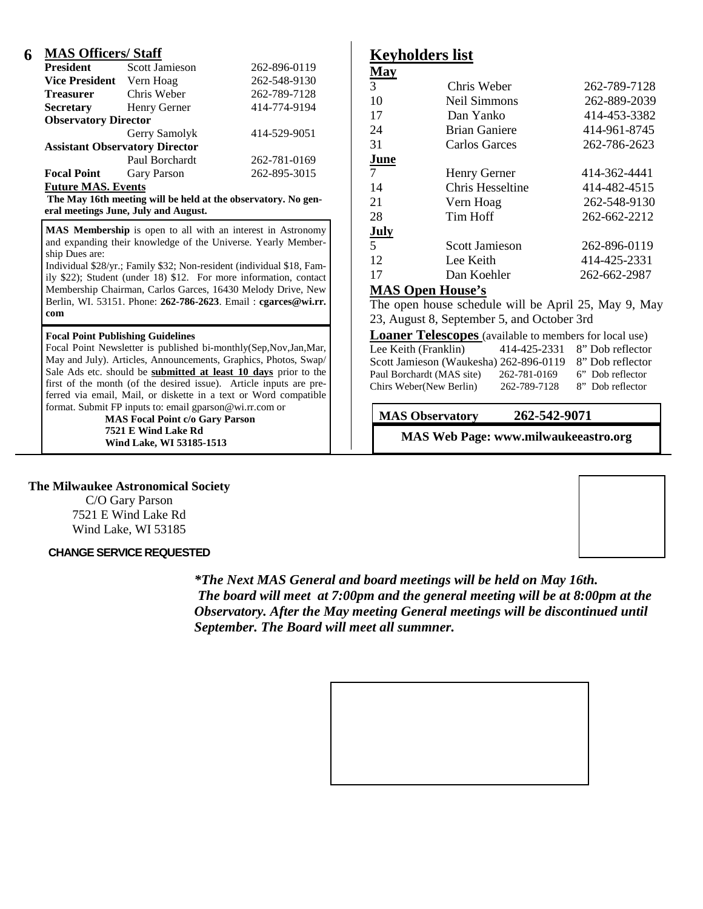## MAS Officers/ Staff

| | | |
|---|---|---|
| **President** | Scott Jamieson | 262-896-0119 |
| **Vice President** | Vern Hoag | 262-548-9130 |
| **Treasurer** | Chris Weber | 262-789-7128 |
| **Secretary** | Henry Gerner | 414-774-9194 |
| **Observatory Director** | | |
| | Gerry Samolyk | 414-529-9051 |
| **Assistant Observatory Director** | | |
| | Paul Borchardt | 262-781-0169 |
| **Focal Point** | Gary Parson | 262-895-3015 |

**Future MAS. Events**

**The May 16th meeting will be held at the observatory. No general meetings June, July and August.**

**MAS Membership** is open to all with an interest in Astronomy and expanding their knowledge of the Universe. Yearly Membership Dues are:
Individual $28/yr.; Family $32; Non-resident (individual $18, Family $22); Student (under 18) $12. For more information, contact Membership Chairman, Carlos Garces, 16430 Melody Drive, New Berlin, WI. 53151. Phone: **262-786-2623**. Email : **cgarces@wi.rr.com**

**Focal Point Publishing Guidelines**
Focal Point Newsletter is published bi-monthly(Sep,Nov,Jan,Mar, May and July). Articles, Announcements, Graphics, Photos, Swap/ Sale Ads etc. should be **submitted at least 10 days** prior to the first of the month (of the desired issue). Article inputs are preferred via email, Mail, or diskette in a text or Word compatible format. Submit FP inputs to: email gparson@wi.rr.com or

**MAS Focal Point c/o Gary Parson**
**7521 E Wind Lake Rd**
**Wind Lake, WI 53185-1513**

## Keyholders list

| | | |
|---|---|---|
| **May** | | |
| 3 | Chris Weber | 262-789-7128 |
| 10 | Neil Simmons | 262-889-2039 |
| 17 | Dan Yanko | 414-453-3382 |
| 24 | Brian Ganiere | 414-961-8745 |
| 31 | Carlos Garces | 262-786-2623 |
| **June** | | |
| 7 | Henry Gerner | 414-362-4441 |
| 14 | Chris Hesseltine | 414-482-4515 |
| 21 | Vern Hoag | 262-548-9130 |
| 28 | Tim Hoff | 262-662-2212 |
| **July** | | |
| 5 | Scott Jamieson | 262-896-0119 |
| 12 | Lee Keith | 414-425-2331 |
| 17 | Dan Koehler | 262-662-2987 |

**MAS Open House's**

The open house schedule will be April 25, May 9, May 23, August 8, September 5, and October 3rd

**Loaner Telescopes** (available to members for local use)

| | | |
|---|---|---|
| Lee Keith (Franklin) | 414-425-2331 | 8" Dob reflector |
| Scott Jamieson (Waukesha) | 262-896-0119 | 8" Dob reflector |
| Paul Borchardt (MAS site) | 262-781-0169 | 6" Dob reflector |
| Chirs Weber(New Berlin) | 262-789-7128 | 8" Dob reflector |

**MAS Observatory 262-542-9071**

**MAS Web Page: www.milwaukeeastro.org**

**The Milwaukee Astronomical Society**
C/O Gary Parson
7521 E Wind Lake Rd
Wind Lake, WI 53185

**CHANGE SERVICE REQUESTED**

***The Next MAS General and board meetings will be held on May 16th. The board will meet at 7:00pm and the general meeting will be at 8:00pm at the Observatory. After the May meeting General meetings will be discontinued until September. The Board will meet all summner.***